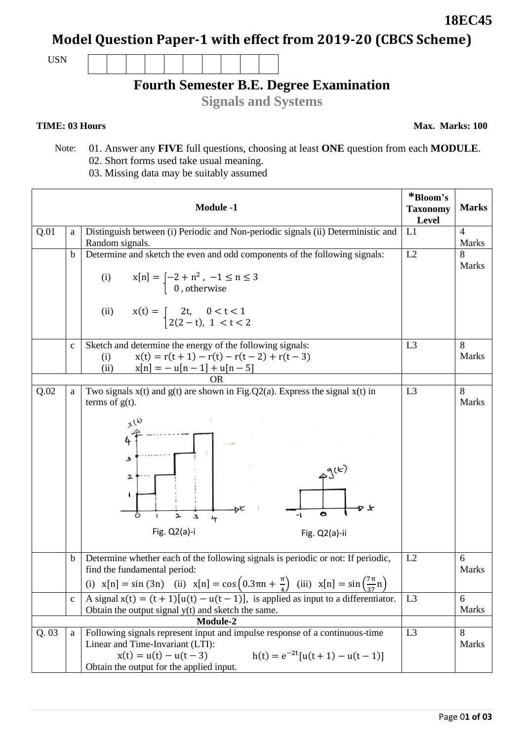**18EC45**

# Model Question Paper-1 with effect from 2019-20 (CBCS Scheme)

USN | | | | | | | | | |

## Fourth Semester B.E. Degree Examination

### Signals and Systems

**TIME: 03 Hours** **Max. Marks: 100**

Note: 01. Answer any **FIVE** full questions, choosing at least **ONE** question from each **MODULE**.
02. Short forms used take usual meaning.
03. Missing data may be suitably assumed

| | | **Module -1** | ***Bloom's Taxonomy Level** | **Marks** |
|---|---|---|---|---|
| Q.01 | a | Distinguish between (i) Periodic and Non-periodic signals (ii) Deterministic and Random signals. | L1 | 4 Marks |
| | b | Determine and sketch the even and odd components of the following signals: (i) $x[n] = \begin{cases} -2 + n^2, & -1 \le n \le 3 \\ 0, & \text{otherwise} \end{cases}$ (ii) $x(t) = \begin{cases} 2t, & 0 < t < 1 \\ 2(2-t), & 1 < t < 2 \end{cases}$ | L2 | 8 Marks |
| | c | Sketch and determine the energy of the following signals: (i) $x(t) = r(t+1) - r(t) - r(t-2) + r(t-3)$ (ii) $x[n] = -u[n-1] + u[n-5]$ | L3 | 8 Marks |
| | | OR | | |
| Q.02 | a | Two signals x(t) and g(t) are shown in Fig.Q2(a). Express the signal x(t) in terms of g(t). Fig. Q2(a)-i Fig. Q2(a)-ii | L3 | 8 Marks |
| | b | Determine whether each of the following signals is periodic or not: If periodic, find the fundamental period: (i) $x[n] = \sin(3n)$ (ii) $x[n] = \cos\left(0.3\pi n + \frac{\pi}{4}\right)$ (iii) $x[n] = \sin\left(\frac{7\pi}{37}n\right)$ | L2 | 6 Marks |
| | c | A signal $x(t) = (t+1)[u(t) - u(t-1)]$, is applied as input to a differentiator. Obtain the output signal y(t) and sketch the same. | L3 | 6 Marks |
| | | **Module-2** | | |
| Q. 03 | a | Following signals represent input and impulse response of a continuous-time Linear and Time-Invariant (LTI): $x(t) = u(t) - u(t-3)$ $h(t) = e^{-2t}[u(t+1) - u(t-1)]$ Obtain the output for the applied input. | L3 | 8 Marks |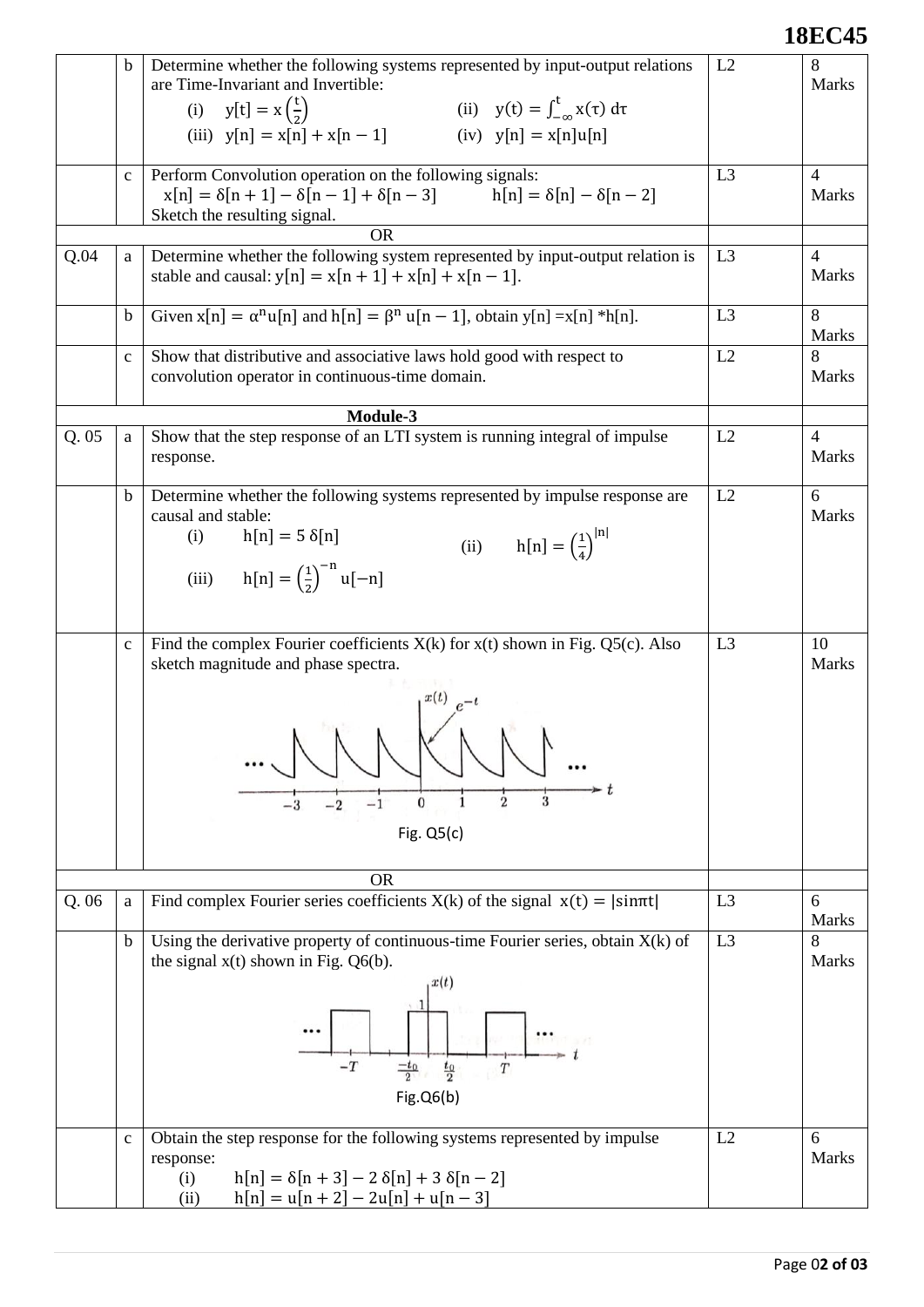| | | | | |
|---|---|---|---|---|
| | b | Determine whether the following systems represented by input-output relations are Time-Invariant and Invertible:<br>(i) $y[t] = x\left(\frac{t}{2}\right)$ (ii) $y(t) = \int_{-\infty}^{t} x(\tau)\, d\tau$<br>(iii) $y[n] = x[n] + x[n-1]$ (iv) $y[n] = x[n]u[n]$ | L2 | 8 Marks |
| | c | Perform Convolution operation on the following signals:<br>$x[n] = \delta[n+1] - \delta[n-1] + \delta[n-3]$ $h[n] = \delta[n] - \delta[n-2]$<br>Sketch the resulting signal. | L3 | 4 Marks |
| | | OR | | |
| Q.04 | a | Determine whether the following system represented by input-output relation is stable and causal: $y[n] = x[n+1] + x[n] + x[n-1]$. | L3 | 4 Marks |
| | b | Given $x[n] = \alpha^n u[n]$ and $h[n] = \beta^n u[n-1]$, obtain $y[n] = x[n] * h[n]$. | L3 | 8 Marks |
| | c | Show that distributive and associative laws hold good with respect to convolution operator in continuous-time domain. | L2 | 8 Marks |
| | | **Module-3** | | |
| Q. 05 | a | Show that the step response of an LTI system is running integral of impulse response. | L2 | 4 Marks |
| | b | Determine whether the following systems represented by impulse response are causal and stable:<br>(i) $h[n] = 5\,\delta[n]$ (ii) $h[n] = \left(\frac{1}{4}\right)^{\lvert n \rvert}$<br>(iii) $h[n] = \left(\frac{1}{2}\right)^{-n} u[-n]$ | L2 | 6 Marks |
| | c | Find the complex Fourier coefficients X(k) for x(t) shown in Fig. Q5(c). Also sketch magnitude and phase spectra.<br>Fig. Q5(c) | L3 | 10 Marks |
| | | OR | | |
| Q. 06 | a | Find complex Fourier series coefficients X(k) of the signal $x(t) = \lvert \sin \pi t \rvert$ | L3 | 6 Marks |
| | b | Using the derivative property of continuous-time Fourier series, obtain X(k) of the signal x(t) shown in Fig. Q6(b).<br>Fig.Q6(b) | L3 | 8 Marks |
| | c | Obtain the step response for the following systems represented by impulse response:<br>(i) $h[n] = \delta[n+3] - 2\,\delta[n] + 3\,\delta[n-2]$<br>(ii) $h[n] = u[n+2] - 2u[n] + u[n-3]$ | L2 | 6 Marks |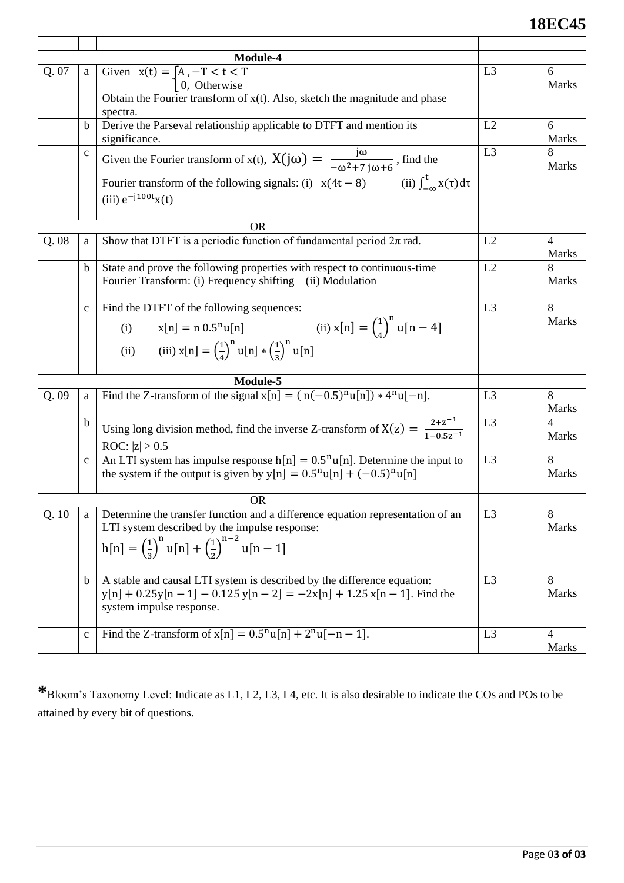| | | | | |
|---|---|---|---|---|
| **Module-4** | | | | |
| Q. 07 | a | Given $x(t) = \begin{cases} A, -T < t < T \\ 0, \text{ Otherwise} \end{cases}$ Obtain the Fourier transform of x(t). Also, sketch the magnitude and phase spectra. | L3 | 6 Marks |
| | b | Derive the Parseval relationship applicable to DTFT and mention its significance. | L2 | 6 Marks |
| | c | Given the Fourier transform of x(t), $X(j\omega) = \frac{j\omega}{-\omega^2+7j\omega+6}$, find the Fourier transform of the following signals: (i) $x(4t-8)$ (ii) $\int_{-\infty}^{t} x(\tau)d\tau$ (iii) $e^{-j100t}x(t)$ | L3 | 8 Marks |
| **OR** | | | | |
| Q. 08 | a | Show that DTFT is a periodic function of fundamental period $2\pi$ rad. | L2 | 4 Marks |
| | b | State and prove the following properties with respect to continuous-time Fourier Transform: (i) Frequency shifting (ii) Modulation | L2 | 8 Marks |
| | c | Find the DTFT of the following sequences: (i) $x[n] = n\,0.5^n u[n]$ (ii) $x[n] = \left(\frac{1}{4}\right)^n u[n-4]$ (ii) (iii) $x[n] = \left(\frac{1}{4}\right)^n u[n] * \left(\frac{1}{3}\right)^n u[n]$ | L3 | 8 Marks |
| **Module-5** | | | | |
| Q. 09 | a | Find the Z-transform of the signal $x[n] = (n(-0.5)^n u[n]) * 4^n u[-n]$. | L3 | 8 Marks |
| | b | Using long division method, find the inverse Z-transform of $X(z) = \frac{2+z^{-1}}{1-0.5z^{-1}}$ ROC: $\lvert z \rvert > 0.5$ | L3 | 4 Marks |
| | c | An LTI system has impulse response $h[n] = 0.5^n u[n]$. Determine the input to the system if the output is given by $y[n] = 0.5^n u[n] + (-0.5)^n u[n]$ | L3 | 8 Marks |
| **OR** | | | | |
| Q. 10 | a | Determine the transfer function and a difference equation representation of an LTI system described by the impulse response: $h[n] = \left(\frac{1}{3}\right)^n u[n] + \left(\frac{1}{2}\right)^{n-2} u[n-1]$ | L3 | 8 Marks |
| | b | A stable and causal LTI system is described by the difference equation: $y[n] + 0.25y[n-1] - 0.125\,y[n-2] = -2x[n] + 1.25\,x[n-1]$. Find the system impulse response. | L3 | 8 Marks |
| | c | Find the Z-transform of $x[n] = 0.5^n u[n] + 2^n u[-n-1]$. | L3 | 4 Marks |

*Bloom's Taxonomy Level: Indicate as L1, L2, L3, L4, etc. It is also desirable to indicate the COs and POs to be attained by every bit of questions.